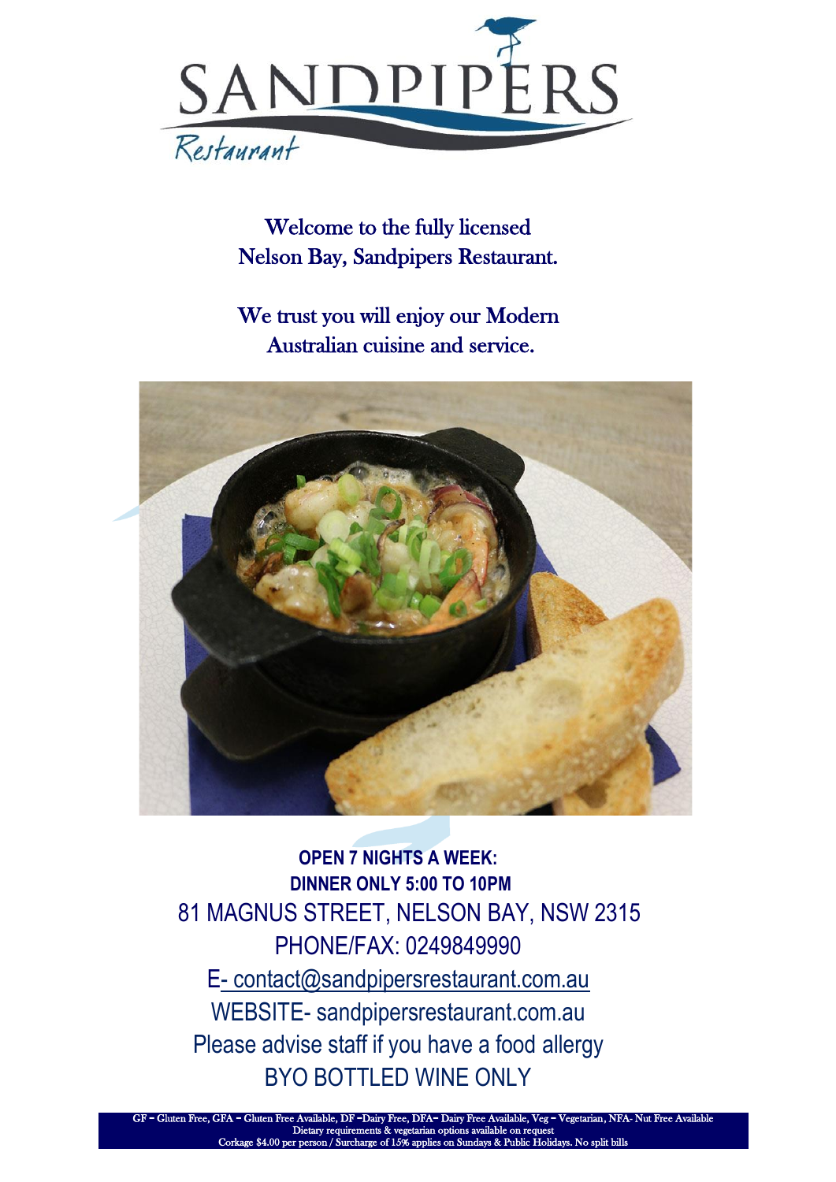# SANDPIPERS

Restaurant

Welcome to the fully licensed
Nelson Bay, Sandpipers Restaurant.

We trust you will enjoy our Modern
Australian cuisine and service.

**OPEN 7 NIGHTS A WEEK:**
**DINNER ONLY 5:00 TO 10PM**

81 MAGNUS STREET, NELSON BAY, NSW 2315
PHONE/FAX: 0249849990
E- contact@sandpipersrestaurant.com.au
WEBSITE- sandpipersrestaurant.com.au
Please advise staff if you have a food allergy
BYO BOTTLED WINE ONLY

GF – Gluten Free, GFA – Gluten Free Available, DF –Dairy Free, DFA– Dairy Free Available, Veg – Vegetarian, NFA- Nut Free Available
Dietary requirements & vegetarian options available on request
Corkage $4.00 per person / Surcharge of 15% applies on Sundays & Public Holidays. No split bills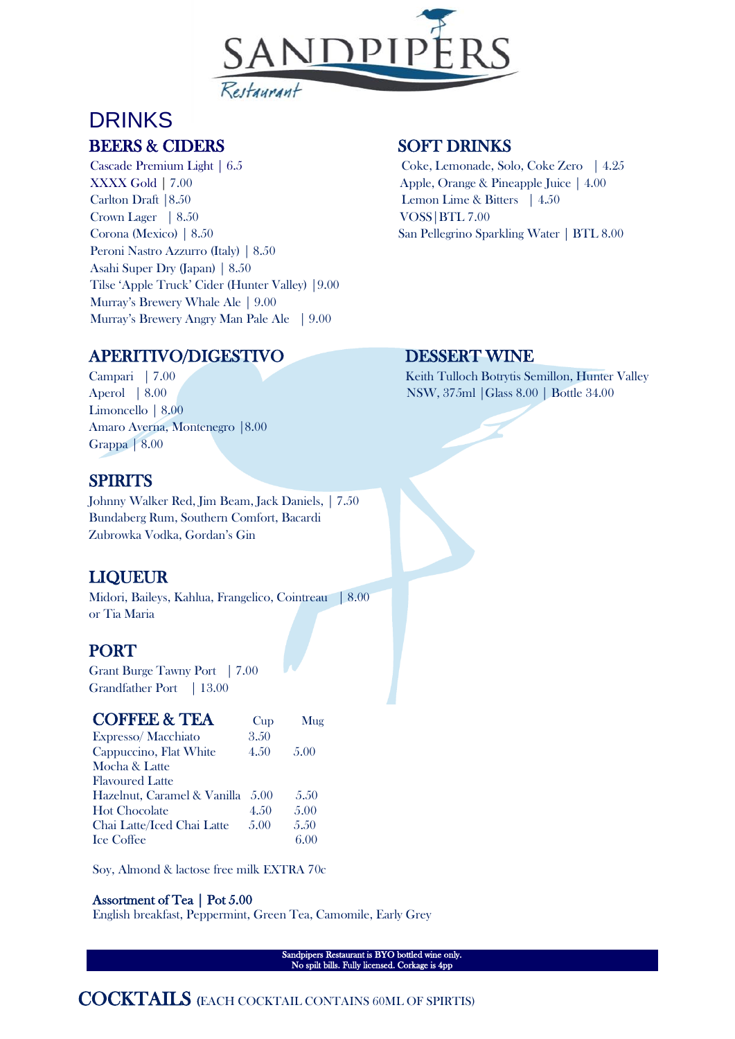SANDPIPERS Restaurant

# DRINKS

## BEERS & CIDERS

Cascade Premium Light | 6.5
XXXX Gold | 7.00
Carlton Draft |8.50
Crown Lager | 8.50
Corona (Mexico) | 8.50
Peroni Nastro Azzurro (Italy) | 8.50
Asahi Super Dry (Japan) | 8.50
Tilse 'Apple Truck' Cider (Hunter Valley) |9.00
Murray's Brewery Whale Ale | 9.00
Murray's Brewery Angry Man Pale Ale | 9.00

## SOFT DRINKS

Coke, Lemonade, Solo, Coke Zero | 4.25
Apple, Orange & Pineapple Juice | 4.00
Lemon Lime & Bitters | 4.50
VOSS|BTL 7.00
San Pellegrino Sparkling Water | BTL 8.00

## APERITIVO/DIGESTIVO

Campari | 7.00
Aperol | 8.00
Limoncello | 8.00
Amaro Averna, Montenegro |8.00
Grappa | 8.00

## DESSERT WINE

Keith Tulloch Botrytis Semillon, Hunter Valley NSW, 375ml |Glass 8.00 | Bottle 34.00

## SPIRITS

Johnny Walker Red, Jim Beam, Jack Daniels, | 7.50
Bundaberg Rum, Southern Comfort, Bacardi
Zubrowka Vodka, Gordan's Gin

## LIQUEUR

Midori, Baileys, Kahlua, Frangelico, Cointreau | 8.00
or Tia Maria

## PORT

Grant Burge Tawny Port | 7.00
Grandfather Port | 13.00

## COFFEE & TEA

| | Cup | Mug |
|---|---|---|
| Expresso/ Macchiato | 3.50 | |
| Cappuccino, Flat White | 4.50 | 5.00 |
| Mocha & Latte | | |
| Flavoured Latte | | |
| Hazelnut, Caramel & Vanilla | 5.00 | 5.50 |
| Hot Chocolate | 4.50 | 5.00 |
| Chai Latte/Iced Chai Latte | 5.00 | 5.50 |
| Ice Coffee | | 6.00 |

Soy, Almond & lactose free milk EXTRA 70c

**Assortment of Tea | Pot 5.00**
English breakfast, Peppermint, Green Tea, Camomile, Early Grey

Sandpipers Restaurant is BYO bottled wine only.
No spilt bills. Fully licensed. Corkage is 4pp

## COCKTAILS (EACH COCKTAIL CONTAINS 60ML OF SPIRTIS)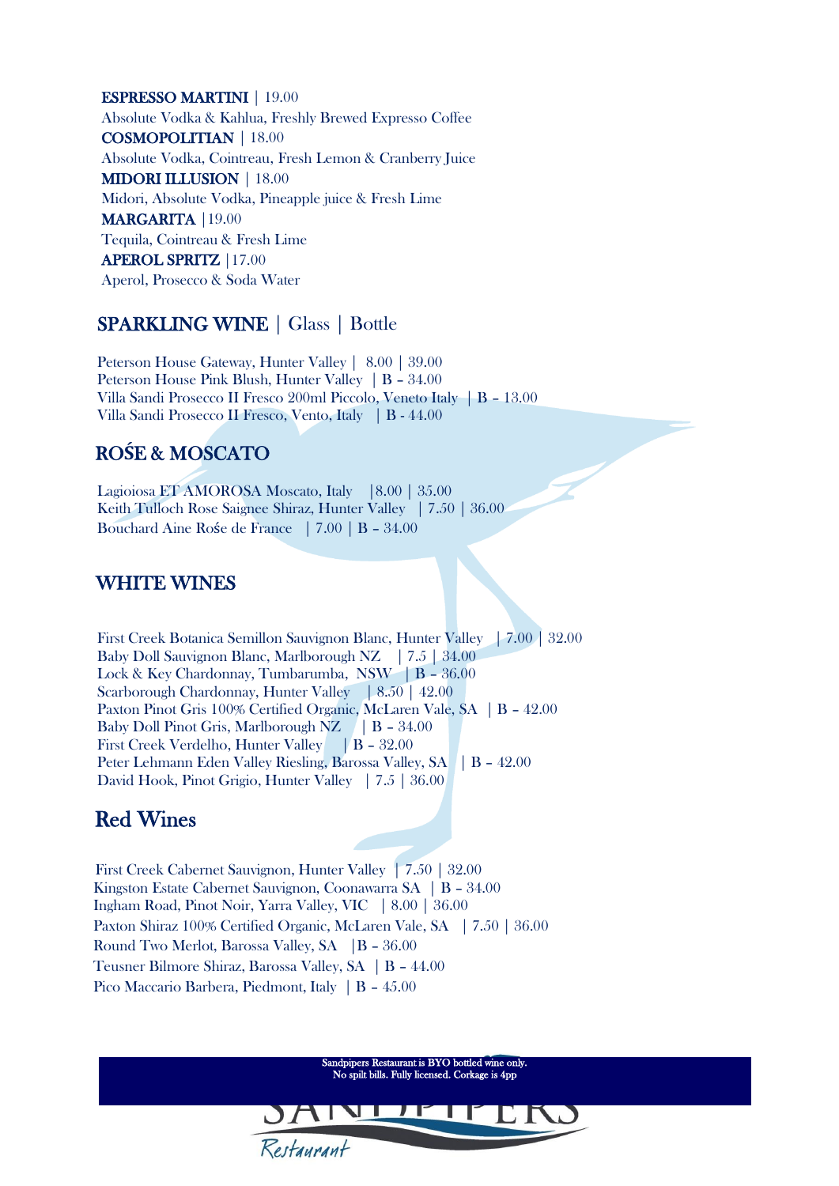**ESPRESSO MARTINI** | 19.00
Absolute Vodka & Kahlua, Freshly Brewed Expresso Coffee

**COSMOPOLITIAN** | 18.00
Absolute Vodka, Cointreau, Fresh Lemon & Cranberry Juice

**MIDORI ILLUSION** | 18.00
Midori, Absolute Vodka, Pineapple juice & Fresh Lime

**MARGARITA** |19.00
Tequila, Cointreau & Fresh Lime

**APEROL SPRITZ** |17.00
Aperol, Prosecco & Soda Water

## SPARKLING WINE | Glass | Bottle

Peterson House Gateway, Hunter Valley | 8.00 | 39.00
Peterson House Pink Blush, Hunter Valley | B – 34.00
Villa Sandi Prosecco II Fresco 200ml Piccolo, Veneto Italy | B – 13.00
Villa Sandi Prosecco II Fresco, Vento, Italy | B - 44.00

## ROŚE & MOSCATO

Lagioiosa ET AMOROSA Moscato, Italy |8.00 | 35.00
Keith Tulloch Rose Saignee Shiraz, Hunter Valley | 7.50 | 36.00
Bouchard Aine Rośe de France | 7.00 | B – 34.00

## WHITE WINES

First Creek Botanica Semillon Sauvignon Blanc, Hunter Valley | 7.00 | 32.00
Baby Doll Sauvignon Blanc, Marlborough NZ | 7.5 | 34.00
Lock & Key Chardonnay, Tumbarumba, NSW | B – 36.00
Scarborough Chardonnay, Hunter Valley | 8.50 | 42.00
Paxton Pinot Gris 100% Certified Organic, McLaren Vale, SA | B – 42.00
Baby Doll Pinot Gris, Marlborough NZ | B – 34.00
First Creek Verdelho, Hunter Valley | B – 32.00
Peter Lehmann Eden Valley Riesling, Barossa Valley, SA | B – 42.00
David Hook, Pinot Grigio, Hunter Valley | 7.5 | 36.00

## Red Wines

First Creek Cabernet Sauvignon, Hunter Valley | 7.50 | 32.00
Kingston Estate Cabernet Sauvignon, Coonawarra SA | B – 34.00
Ingham Road, Pinot Noir, Yarra Valley, VIC | 8.00 | 36.00
Paxton Shiraz 100% Certified Organic, McLaren Vale, SA | 7.50 | 36.00
Round Two Merlot, Barossa Valley, SA |B – 36.00
Teusner Bilmore Shiraz, Barossa Valley, SA | B – 44.00
Pico Maccario Barbera, Piedmont, Italy | B – 45.00

Sandpipers Restaurant is BYO bottled wine only.
No spilt bills. Fully licensed. Corkage is 4pp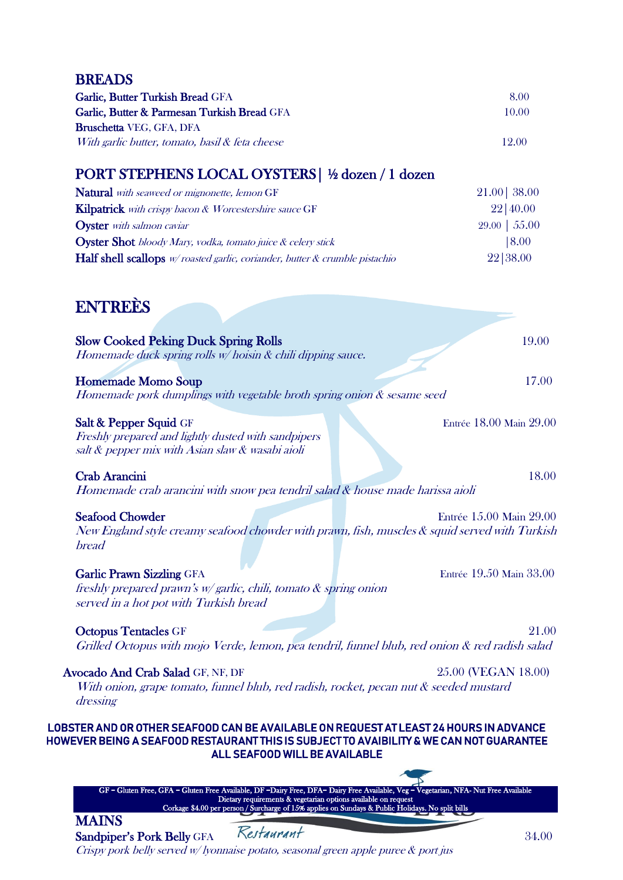## BREADS

**Garlic, Butter Turkish Bread** GFA — 8.00

**Garlic, Butter & Parmesan Turkish Bread** GFA — 10.00

**Bruschetta** VEG, GFA, DFA
*With garlic butter, tomato, basil & feta cheese* — 12.00

## PORT STEPHENS LOCAL OYSTERS| ½ dozen / 1 dozen

**Natural** *with seaweed or mignonette, lemon* GF — 21.00| 38.00

**Kilpatrick** *with crispy bacon & Worcestershire sauce* GF — 22|40.00

**Oyster** *with salmon caviar* — 29.00 | 55.00

**Oyster Shot** *bloody Mary, vodka, tomato juice & celery stick* — |8.00

**Half shell scallops** *w/ roasted garlic, coriander, butter & crumble pistachio* — 22|38.00

## ENTREÈS

**Slow Cooked Peking Duck Spring Rolls** — 19.00
*Homemade duck spring rolls w/ hoisin & chili dipping sauce.*

**Homemade Momo Soup** — 17.00
*Homemade pork dumplings with vegetable broth spring onion & sesame seed*

**Salt & Pepper Squid** GF — Entrée 18.00 Main 29.00
*Freshly prepared and lightly dusted with sandpipers salt & pepper mix with Asian slaw & wasabi aioli*

**Crab Arancini** — 18.00
*Homemade crab arancini with snow pea tendril salad & house made harissa aioli*

**Seafood Chowder** — Entrée 15.00 Main 29.00
*New England style creamy seafood chowder with prawn, fish, muscles & squid served with Turkish bread*

**Garlic Prawn Sizzling** GFA — Entrée 19.50 Main 33.00
*freshly prepared prawn's w/ garlic, chili, tomato & spring onion served in a hot pot with Turkish bread*

**Octopus Tentacles** GF — 21.00
*Grilled Octopus with mojo Verde, lemon, pea tendril, funnel blub, red onion & red radish salad*

**Avocado And Crab Salad** GF, NF, DF — 25.00 (VEGAN 18.00)
*With onion, grape tomato, funnel blub, red radish, rocket, pecan nut & seeded mustard dressing*

**LOBSTER AND OR OTHER SEAFOOD CAN BE AVAILABLE ON REQUEST AT LEAST 24 HOURS IN ADVANCE HOWEVER BEING A SEAFOOD RESTAURANT THIS IS SUBJECT TO AVAIBILITY & WE CAN NOT GUARANTEE ALL SEAFOOD WILL BE AVAILABLE**

GF – Gluten Free, GFA – Gluten Free Available, DF –Dairy Free, DFA– Dairy Free Available, Veg – Vegetarian, NFA- Nut Free Available
Dietary requirements & vegetarian options available on request
Corkage $4.00 per person / Surcharge of 15% applies on Sundays & Public Holidays. No split bills

## MAINS

**Sandpiper's Pork Belly** GFA — 34.00
*Crispy pork belly served w/ lyonnaise potato, seasonal green apple puree & port jus*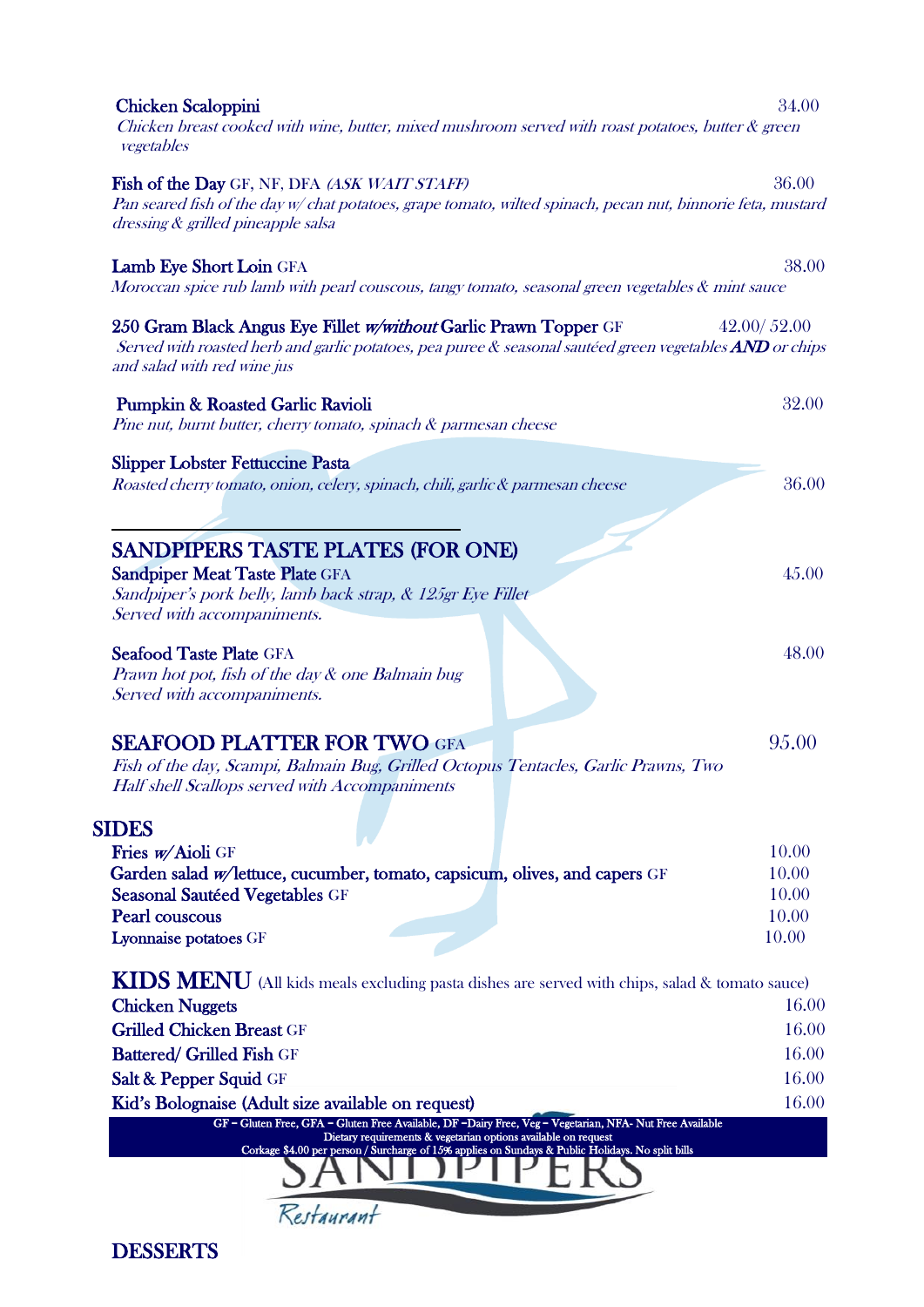**Chicken Scaloppini** 34.00
*Chicken breast cooked with wine, butter, mixed mushroom served with roast potatoes, butter & green vegetables*

**Fish of the Day** GF, NF, DFA *(ASK WAIT STAFF)* 36.00
*Pan seared fish of the day w/ chat potatoes, grape tomato, wilted spinach, pecan nut, binnorie feta, mustard dressing & grilled pineapple salsa*

**Lamb Eye Short Loin** GFA 38.00
*Moroccan spice rub lamb with pearl couscous, tangy tomato, seasonal green vegetables & mint sauce*

**250 Gram Black Angus Eye Fillet *w/without* Garlic Prawn Topper** GF 42.00/ 52.00
*Served with roasted herb and garlic potatoes, pea puree & seasonal sautéed green vegetables **AND** or chips and salad with red wine jus*

**Pumpkin & Roasted Garlic Ravioli** 32.00
*Pine nut, burnt butter, cherry tomato, spinach & parmesan cheese*

**Slipper Lobster Fettuccine Pasta** 36.00
*Roasted cherry tomato, onion, celery, spinach, chili, garlic & parmesan cheese*

## SANDPIPERS TASTE PLATES (FOR ONE)

**Sandpiper Meat Taste Plate** GFA 45.00
*Sandpiper's pork belly, lamb back strap, & 125gr Eye Fillet*
*Served with accompaniments.*

**Seafood Taste Plate** GFA 48.00
*Prawn hot pot, fish of the day & one Balmain bug*
*Served with accompaniments.*

## SEAFOOD PLATTER FOR TWO GFA 95.00

*Fish of the day, Scampi, Balmain Bug, Grilled Octopus Tentacles, Garlic Prawns, Two Half shell Scallops served with Accompaniments*

## SIDES

| | |
|---|---|
| **Fries *w/* Aioli** GF | 10.00 |
| **Garden salad *w/* lettuce, cucumber, tomato, capsicum, olives, and capers** GF | 10.00 |
| **Seasonal Sautéed Vegetables** GF | 10.00 |
| **Pearl couscous** | 10.00 |
| **Lyonnaise potatoes** GF | 10.00 |

## KIDS MENU (All kids meals excluding pasta dishes are served with chips, salad & tomato sauce)

| | |
|---|---|
| **Chicken Nuggets** | 16.00 |
| **Grilled Chicken Breast** GF | 16.00 |
| **Battered/ Grilled Fish** GF | 16.00 |
| **Salt & Pepper Squid** GF | 16.00 |
| **Kid's Bolognaise (Adult size available on request)** | 16.00 |

GF – Gluten Free, GFA – Gluten Free Available, DF –Dairy Free, Veg – Vegetarian, NFA- Nut Free Available
Dietary requirements & vegetarian options available on request
Corkage $4.00 per person / Surcharge of 15% applies on Sundays & Public Holidays. No split bills

SANDPIPERS
Restaurant

## DESSERTS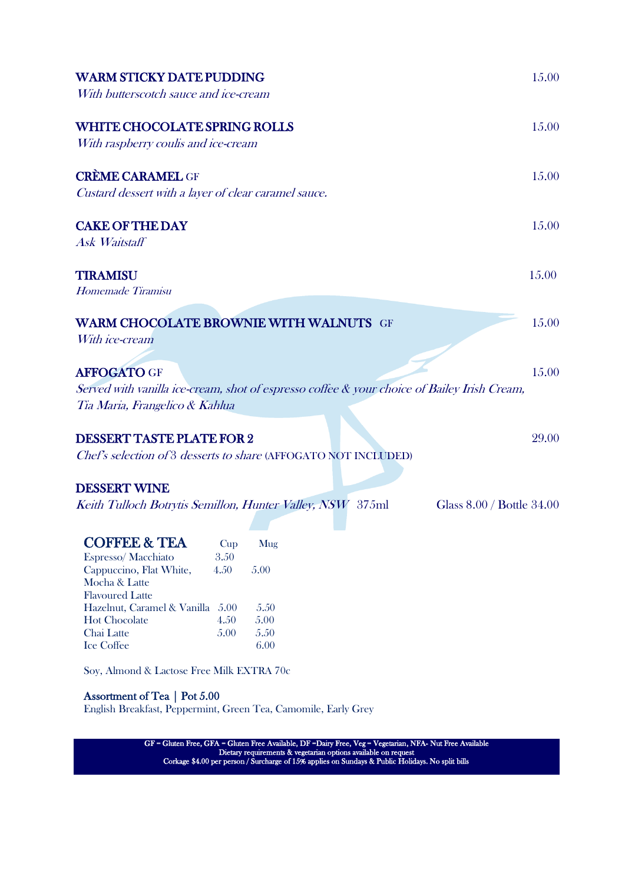**WARM STICKY DATE PUDDING** 15.00
*With butterscotch sauce and ice-cream*

**WHITE CHOCOLATE SPRING ROLLS** 15.00
*With raspberry coulis and ice-cream*

**CRÈME CARAMEL** GF 15.00
*Custard dessert with a layer of clear caramel sauce.*

**CAKE OF THE DAY** 15.00
*Ask Waitstaff*

**TIRAMISU** 15.00
*Homemade Tiramisu*

**WARM CHOCOLATE BROWNIE WITH WALNUTS** GF 15.00
*With ice-cream*

**AFFOGATO** GF 15.00
*Served with vanilla ice-cream, shot of espresso coffee & your choice of Bailey Irish Cream, Tia Maria, Frangelico & Kahlua*

**DESSERT TASTE PLATE FOR 2** 29.00
*Chef's selection of 3 desserts to share* (AFFOGATO NOT INCLUDED)

**DESSERT WINE**
*Keith Tulloch Botrytis Semillon, Hunter Valley, NSW* 375ml Glass 8.00 / Bottle 34.00

## COFFEE & TEA

| | Cup | Mug |
|---|---|---|
| Espresso/ Macchiato | 3.50 | |
| Cappuccino, Flat White, Mocha & Latte | 4.50 | 5.00 |
| Flavoured Latte | | |
| Hazelnut, Caramel & Vanilla | 5.00 | 5.50 |
| Hot Chocolate | 4.50 | 5.00 |
| Chai Latte | 5.00 | 5.50 |
| Ice Coffee | | 6.00 |

Soy, Almond & Lactose Free Milk EXTRA 70c

**Assortment of Tea | Pot 5.00**
English Breakfast, Peppermint, Green Tea, Camomile, Early Grey

GF = Gluten Free, GFA = Gluten Free Available, DF =Dairy Free, Veg = Vegetarian, NFA- Nut Free Available
Dietary requirements & vegetarian options available on request
Corkage $4.00 per person / Surcharge of 15% applies on Sundays & Public Holidays. No split bills